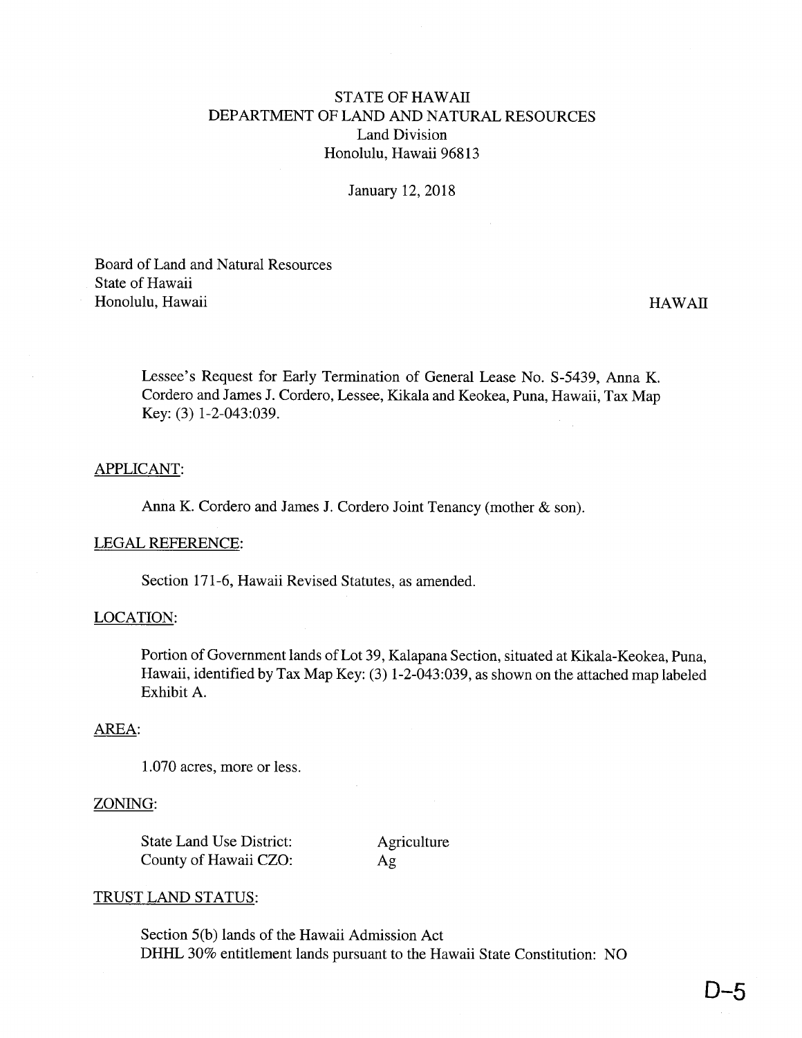STATE OF HAWAII
DEPARTMENT OF LAND AND NATURAL RESOURCES
Land Division
Honolulu, Hawaii 96813

January 12, 2018

Board of Land and Natural Resources
State of Hawaii
Honolulu, Hawaii

HAWAII

Lessee's Request for Early Termination of General Lease No. S-5439, Anna K. Cordero and James J. Cordero, Lessee, Kikala and Keokea, Puna, Hawaii, Tax Map Key: (3) 1-2-043:039.

APPLICANT:

Anna K. Cordero and James J. Cordero Joint Tenancy (mother & son).

LEGAL REFERENCE:

Section 171-6, Hawaii Revised Statutes, as amended.

LOCATION:

Portion of Government lands of Lot 39, Kalapana Section, situated at Kikala-Keokea, Puna, Hawaii, identified by Tax Map Key: (3) 1-2-043:039, as shown on the attached map labeled Exhibit A.

AREA:

1.070 acres, more or less.

ZONING:

| | |
|---|---|
| State Land Use District: | Agriculture |
| County of Hawaii CZO: | Ag |

TRUST LAND STATUS:

Section 5(b) lands of the Hawaii Admission Act
DHHL 30% entitlement lands pursuant to the Hawaii State Constitution: NO

D-5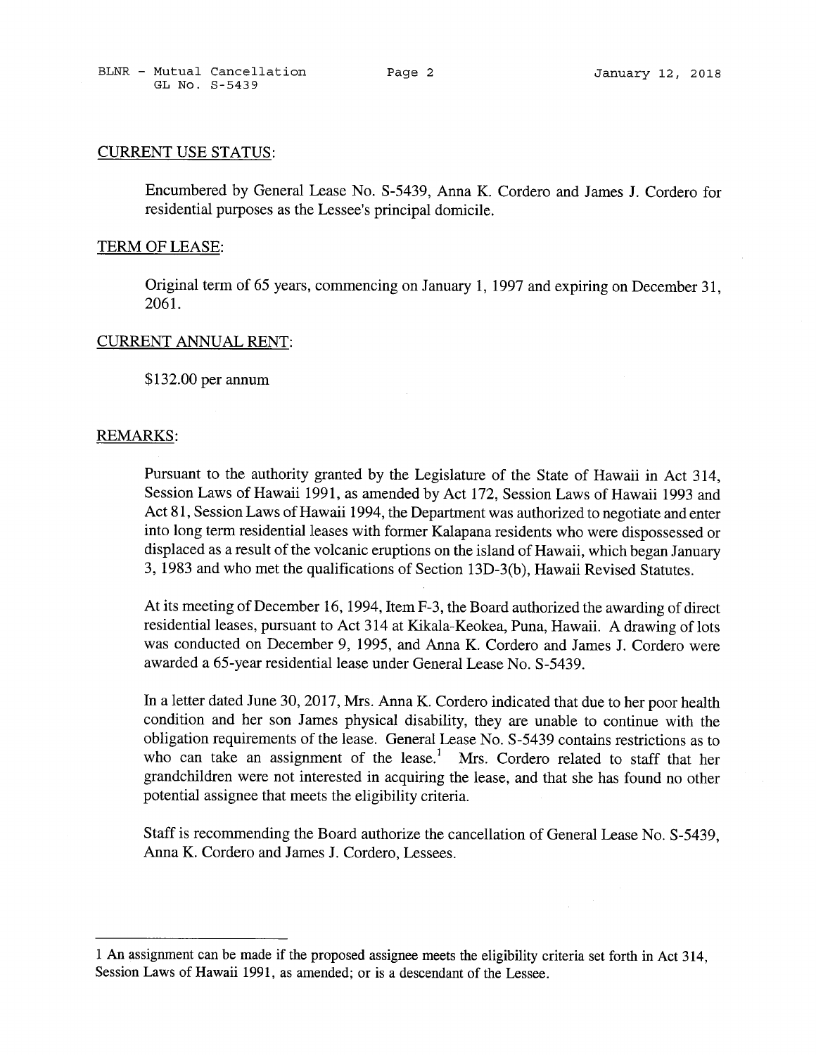CURRENT USE STATUS:

Encumbered by General Lease No. S-5439, Anna K. Cordero and James J. Cordero for residential purposes as the Lessee's principal domicile.

TERM OF LEASE:

Original term of 65 years, commencing on January 1, 1997 and expiring on December 31, 2061.

CURRENT ANNUAL RENT:

$132.00 per annum

REMARKS:

Pursuant to the authority granted by the Legislature of the State of Hawaii in Act 314, Session Laws of Hawaii 1991, as amended by Act 172, Session Laws of Hawaii 1993 and Act 81, Session Laws of Hawaii 1994, the Department was authorized to negotiate and enter into long term residential leases with former Kalapana residents who were dispossessed or displaced as a result of the volcanic eruptions on the island of Hawaii, which began January 3, 1983 and who met the qualifications of Section 13D-3(b), Hawaii Revised Statutes.

At its meeting of December 16, 1994, Item F-3, the Board authorized the awarding of direct residential leases, pursuant to Act 314 at Kikala-Keokea, Puna, Hawaii. A drawing of lots was conducted on December 9, 1995, and Anna K. Cordero and James J. Cordero were awarded a 65-year residential lease under General Lease No. S-5439.

In a letter dated June 30, 2017, Mrs. Anna K. Cordero indicated that due to her poor health condition and her son James physical disability, they are unable to continue with the obligation requirements of the lease. General Lease No. S-5439 contains restrictions as to who can take an assignment of the lease.[1] Mrs. Cordero related to staff that her grandchildren were not interested in acquiring the lease, and that she has found no other potential assignee that meets the eligibility criteria.

Staff is recommending the Board authorize the cancellation of General Lease No. S-5439, Anna K. Cordero and James J. Cordero, Lessees.

---

1 An assignment can be made if the proposed assignee meets the eligibility criteria set forth in Act 314, Session Laws of Hawaii 1991, as amended; or is a descendant of the Lessee.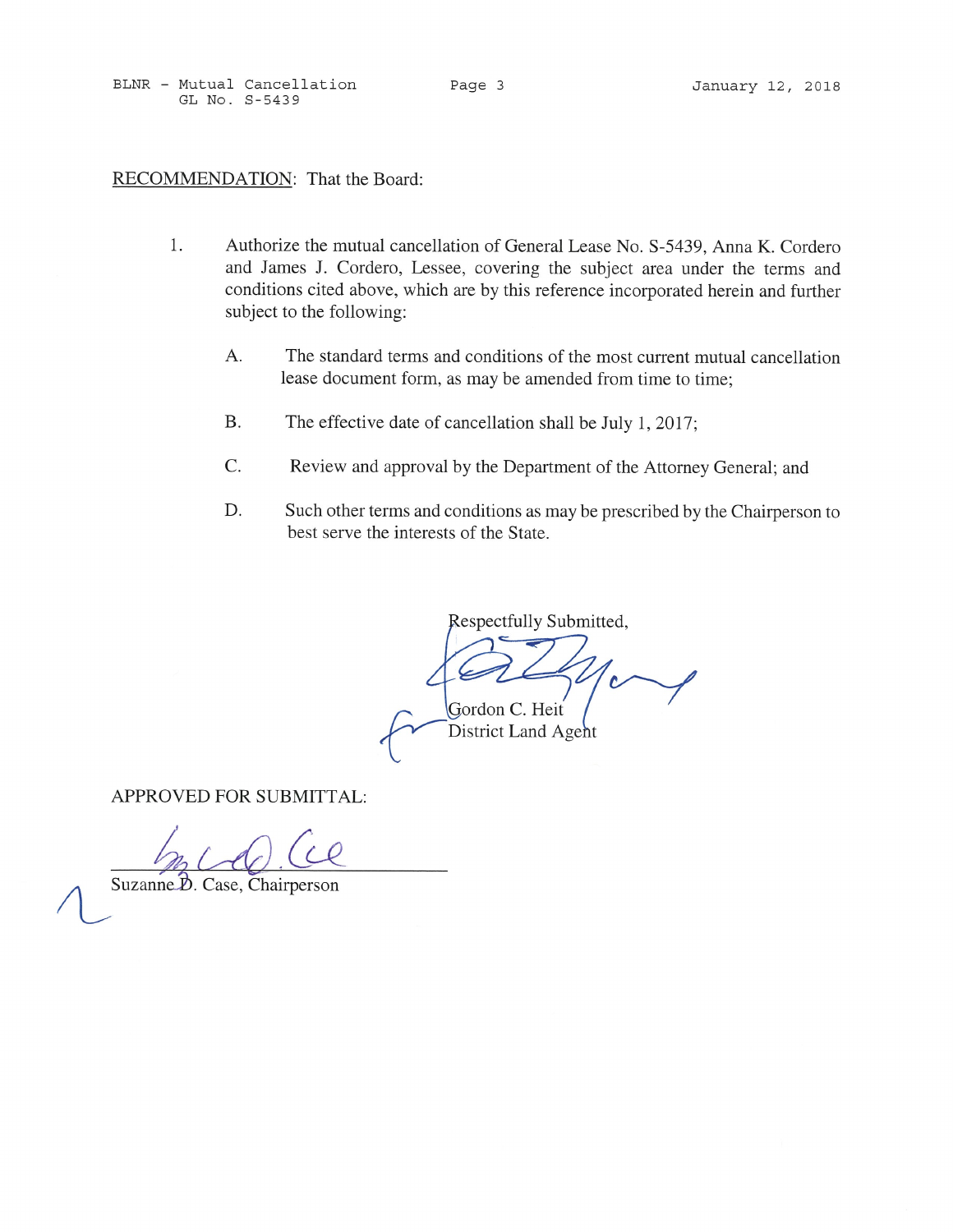RECOMMENDATION: That the Board:

1. Authorize the mutual cancellation of General Lease No. S-5439, Anna K. Cordero and James J. Cordero, Lessee, covering the subject area under the terms and conditions cited above, which are by this reference incorporated herein and further subject to the following:

   A. The standard terms and conditions of the most current mutual cancellation lease document form, as may be amended from time to time;

   B. The effective date of cancellation shall be July 1, 2017;

   C. Review and approval by the Department of the Attorney General; and

   D. Such other terms and conditions as may be prescribed by the Chairperson to best serve the interests of the State.

Respectfully Submitted,

Gordon C. Heit
District Land Agent

APPROVED FOR SUBMITTAL:

Suzanne D. Case, Chairperson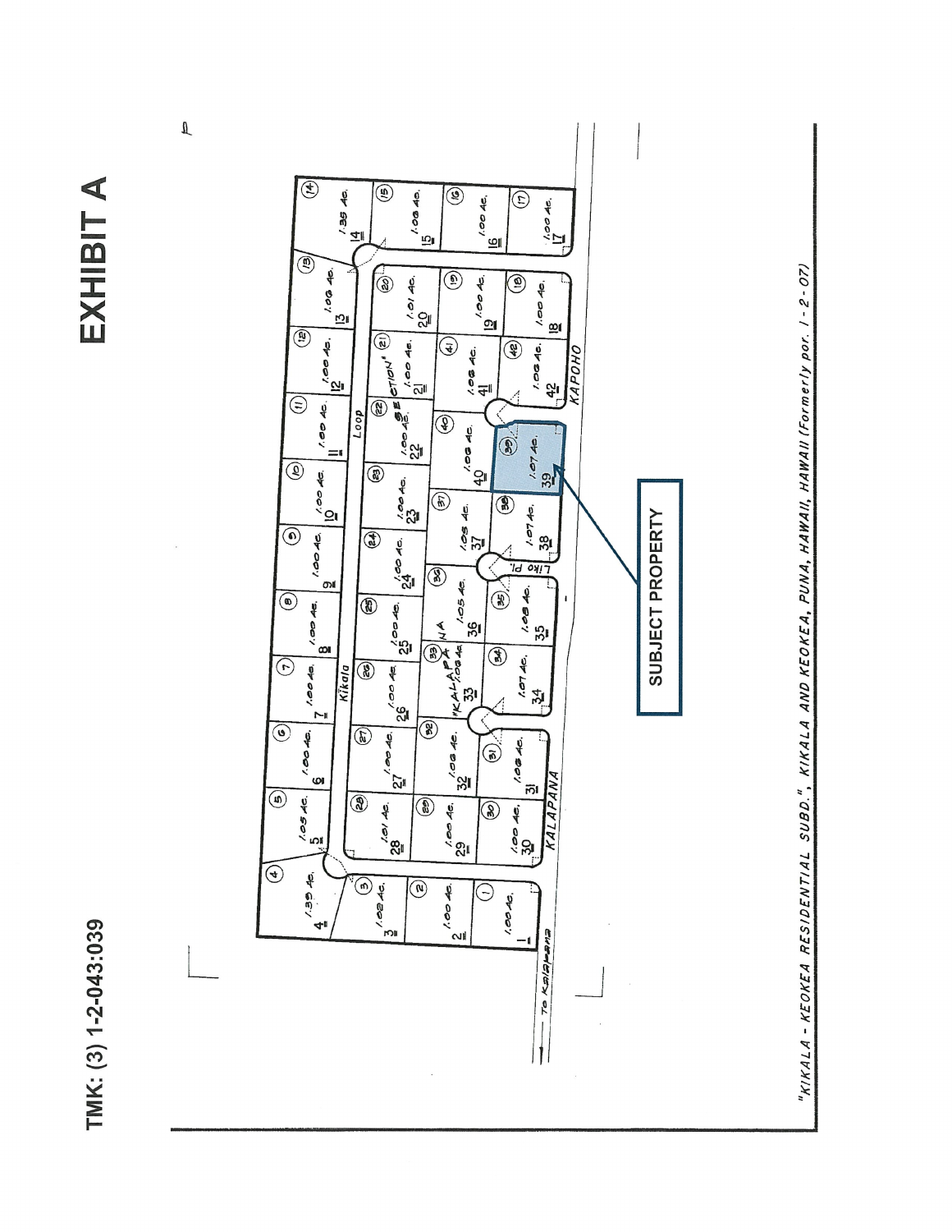# EXHIBIT A

TMK: (3) 1-2-043:039

SUBJECT PROPERTY

"KIKALA - KEOKEA RESIDENTIAL SUBD.", KIKALA AND KEOKEA, PUNA, HAWAII, HAWAII (Formerly por. 1-2-07)